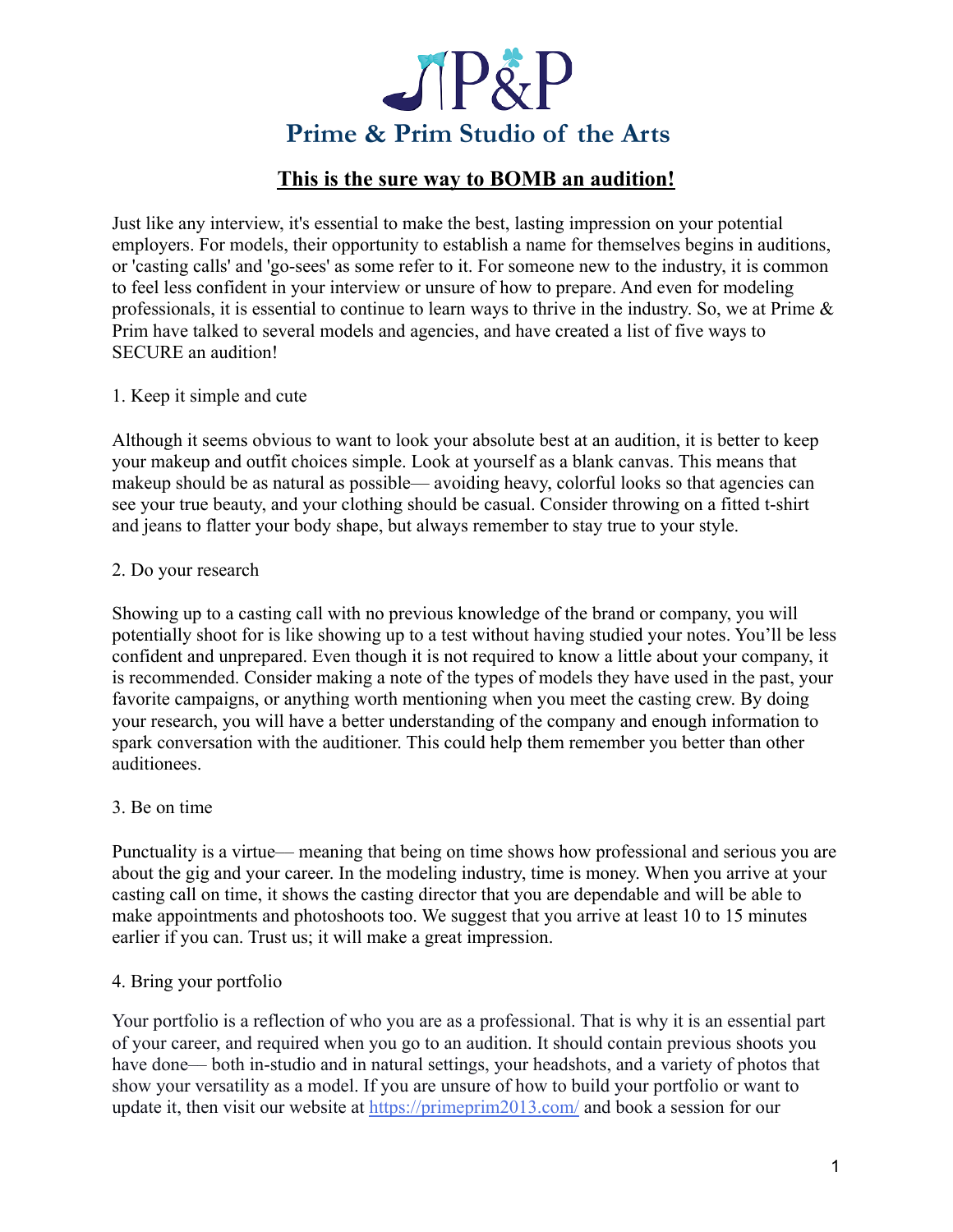# Prime & Prim Studio of the Arts

## **This is the sure way to BOMB an audition!**

Just like any interview, it's essential to make the best, lasting impression on your potential employers. For models, their opportunity to establish a name for themselves begins in auditions, or 'casting calls' and 'go-sees' as some refer to it. For someone new to the industry, it is common to feel less confident in your interview or unsure of how to prepare. And even for modeling professionals, it is essential to continue to learn ways to thrive in the industry. So, we at Prime & Prim have talked to several models and agencies, and have created a list of five ways to SECURE an audition!

1. Keep it simple and cute

Although it seems obvious to want to look your absolute best at an audition, it is better to keep your makeup and outfit choices simple. Look at yourself as a blank canvas. This means that makeup should be as natural as possible— avoiding heavy, colorful looks so that agencies can see your true beauty, and your clothing should be casual. Consider throwing on a fitted t-shirt and jeans to flatter your body shape, but always remember to stay true to your style.

2. Do your research

Showing up to a casting call with no previous knowledge of the brand or company, you will potentially shoot for is like showing up to a test without having studied your notes. You'll be less confident and unprepared. Even though it is not required to know a little about your company, it is recommended. Consider making a note of the types of models they have used in the past, your favorite campaigns, or anything worth mentioning when you meet the casting crew. By doing your research, you will have a better understanding of the company and enough information to spark conversation with the auditioner. This could help them remember you better than other auditionees.

3. Be on time

Punctuality is a virtue— meaning that being on time shows how professional and serious you are about the gig and your career. In the modeling industry, time is money. When you arrive at your casting call on time, it shows the casting director that you are dependable and will be able to make appointments and photoshoots too. We suggest that you arrive at least 10 to 15 minutes earlier if you can. Trust us; it will make a great impression.

4. Bring your portfolio

Your portfolio is a reflection of who you are as a professional. That is why it is an essential part of your career, and required when you go to an audition. It should contain previous shoots you have done— both in-studio and in natural settings, your headshots, and a variety of photos that show your versatility as a model. If you are unsure of how to build your portfolio or want to update it, then visit our website at https://primeprim2013.com/ and book a session for our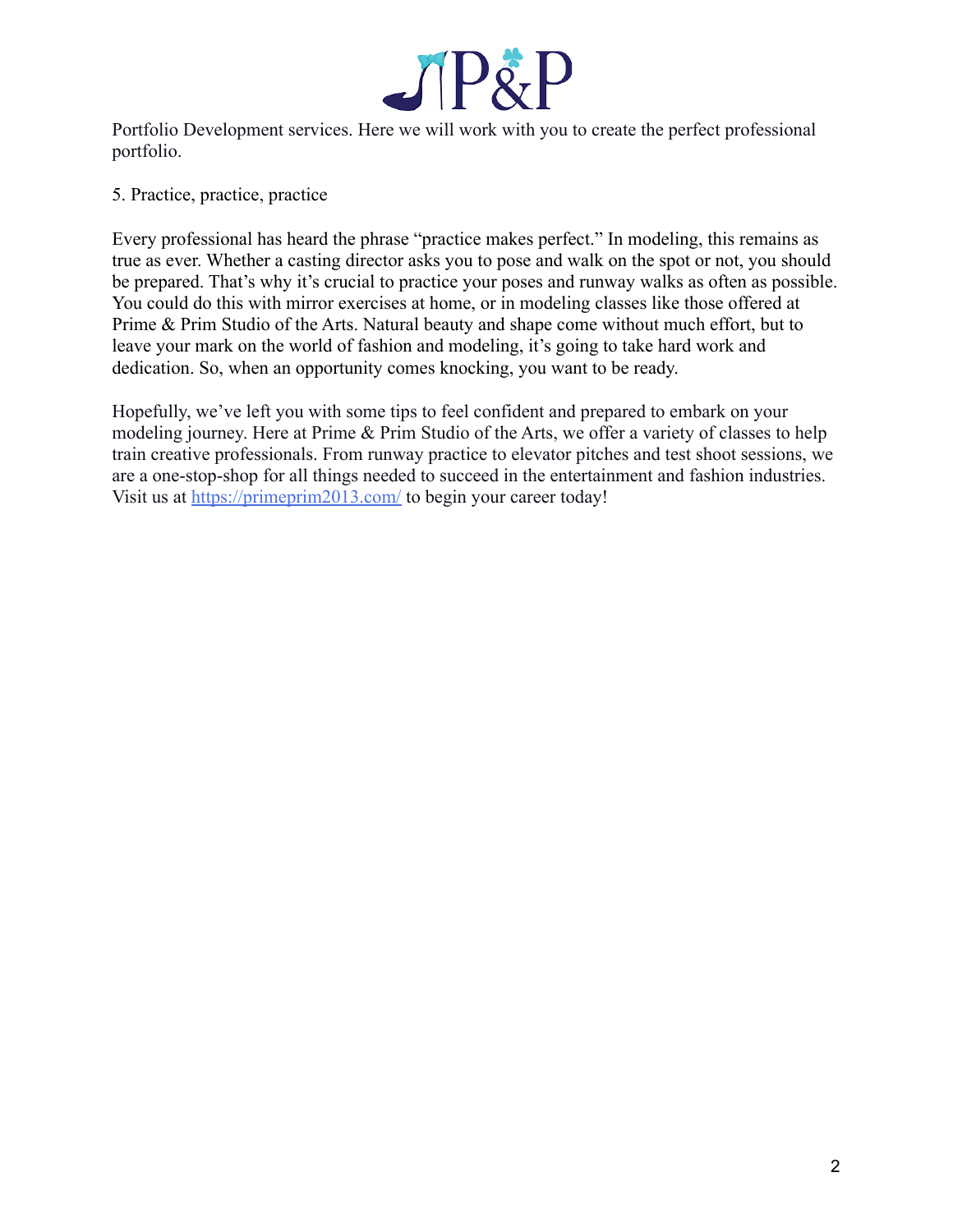Portfolio Development services. Here we will work with you to create the perfect professional portfolio.

5. Practice, practice, practice

Every professional has heard the phrase "practice makes perfect." In modeling, this remains as true as ever. Whether a casting director asks you to pose and walk on the spot or not, you should be prepared. That's why it's crucial to practice your poses and runway walks as often as possible. You could do this with mirror exercises at home, or in modeling classes like those offered at Prime & Prim Studio of the Arts. Natural beauty and shape come without much effort, but to leave your mark on the world of fashion and modeling, it's going to take hard work and dedication. So, when an opportunity comes knocking, you want to be ready.

Hopefully, we've left you with some tips to feel confident and prepared to embark on your modeling journey. Here at Prime & Prim Studio of the Arts, we offer a variety of classes to help train creative professionals. From runway practice to elevator pitches and test shoot sessions, we are a one-stop-shop for all things needed to succeed in the entertainment and fashion industries. Visit us at [https://primeprim2013.com/](https://primeprim2013.com/) to begin your career today!